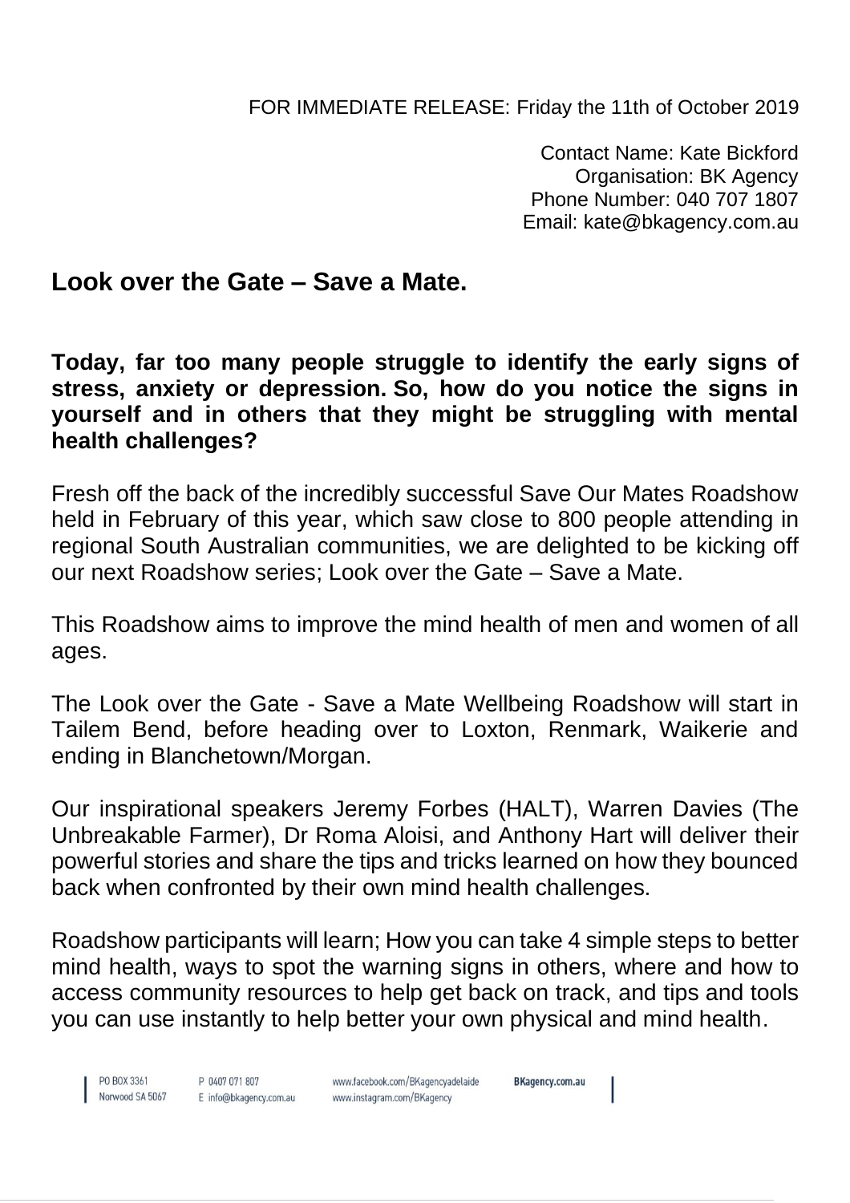FOR IMMEDIATE RELEASE: Friday the 11th of October 2019

Contact Name: Kate Bickford
Organisation: BK Agency
Phone Number: 040 707 1807
Email: kate@bkagency.com.au

## Look over the Gate – Save a Mate.

**Today, far too many people struggle to identify the early signs of stress, anxiety or depression. So, how do you notice the signs in yourself and in others that they might be struggling with mental health challenges?**

Fresh off the back of the incredibly successful Save Our Mates Roadshow held in February of this year, which saw close to 800 people attending in regional South Australian communities, we are delighted to be kicking off our next Roadshow series; Look over the Gate – Save a Mate.

This Roadshow aims to improve the mind health of men and women of all ages.

The Look over the Gate - Save a Mate Wellbeing Roadshow will start in Tailem Bend, before heading over to Loxton, Renmark, Waikerie and ending in Blanchetown/Morgan.

Our inspirational speakers Jeremy Forbes (HALT), Warren Davies (The Unbreakable Farmer), Dr Roma Aloisi, and Anthony Hart will deliver their powerful stories and share the tips and tricks learned on how they bounced back when confronted by their own mind health challenges.

Roadshow participants will learn; How you can take 4 simple steps to better mind health, ways to spot the warning signs in others, where and how to access community resources to help get back on track, and tips and tools you can use instantly to help better your own physical and mind health.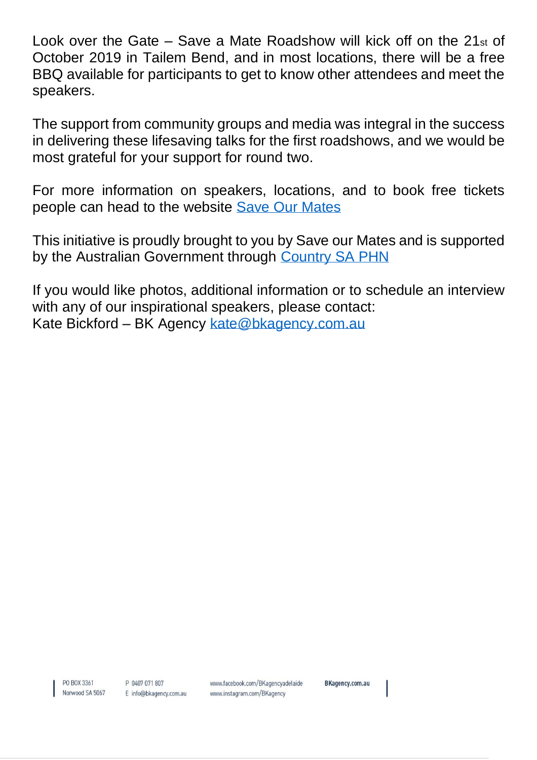Look over the Gate – Save a Mate Roadshow will kick off on the 21st of October 2019 in Tailem Bend, and in most locations, there will be a free BBQ available for participants to get to know other attendees and meet the speakers.

The support from community groups and media was integral in the success in delivering these lifesaving talks for the first roadshows, and we would be most grateful for your support for round two.

For more information on speakers, locations, and to book free tickets people can head to the website Save Our Mates

This initiative is proudly brought to you by Save our Mates and is supported by the Australian Government through Country SA PHN

If you would like photos, additional information or to schedule an interview with any of our inspirational speakers, please contact:
Kate Bickford – BK Agency kate@bkagency.com.au